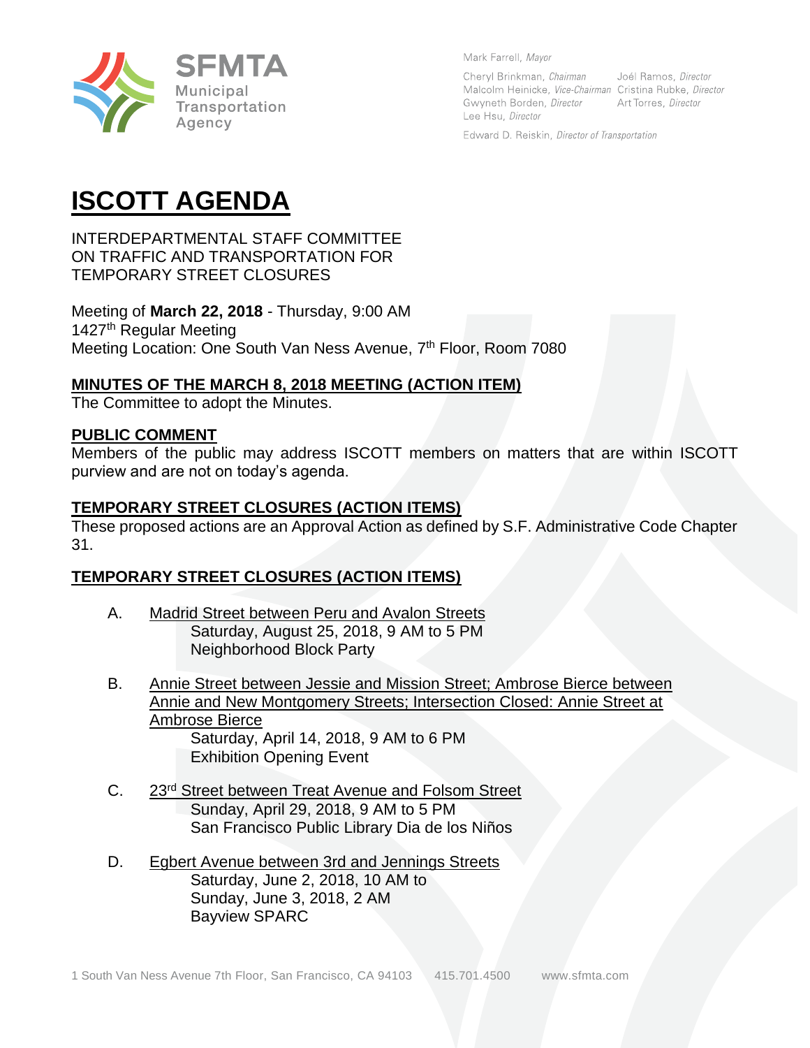SFMTA Municipal Transportation Agency

Mark Farrell, *Mayor*

Cheryl Brinkman, *Chairman* — Joél Ramos, *Director*
Malcolm Heinicke, *Vice-Chairman* — Cristina Rubke, *Director*
Gwyneth Borden, *Director* — Art Torres, *Director*
Lee Hsu, *Director*

Edward D. Reiskin, *Director of Transportation*

# ISCOTT AGENDA

INTERDEPARTMENTAL STAFF COMMITTEE
ON TRAFFIC AND TRANSPORTATION FOR
TEMPORARY STREET CLOSURES

Meeting of **March 22, 2018** - Thursday, 9:00 AM
1427th Regular Meeting
Meeting Location: One South Van Ness Avenue, 7th Floor, Room 7080

## MINUTES OF THE MARCH 8, 2018 MEETING (ACTION ITEM)

The Committee to adopt the Minutes.

## PUBLIC COMMENT

Members of the public may address ISCOTT members on matters that are within ISCOTT purview and are not on today's agenda.

## TEMPORARY STREET CLOSURES (ACTION ITEMS)

These proposed actions are an Approval Action as defined by S.F. Administrative Code Chapter 31.

## TEMPORARY STREET CLOSURES (ACTION ITEMS)

A. Madrid Street between Peru and Avalon Streets
   Saturday, August 25, 2018, 9 AM to 5 PM
   Neighborhood Block Party

B. Annie Street between Jessie and Mission Street; Ambrose Bierce between Annie and New Montgomery Streets; Intersection Closed: Annie Street at Ambrose Bierce
   Saturday, April 14, 2018, 9 AM to 6 PM
   Exhibition Opening Event

C. 23rd Street between Treat Avenue and Folsom Street
   Sunday, April 29, 2018, 9 AM to 5 PM
   San Francisco Public Library Dia de los Niños

D. Egbert Avenue between 3rd and Jennings Streets
   Saturday, June 2, 2018, 10 AM to
   Sunday, June 3, 2018, 2 AM
   Bayview SPARC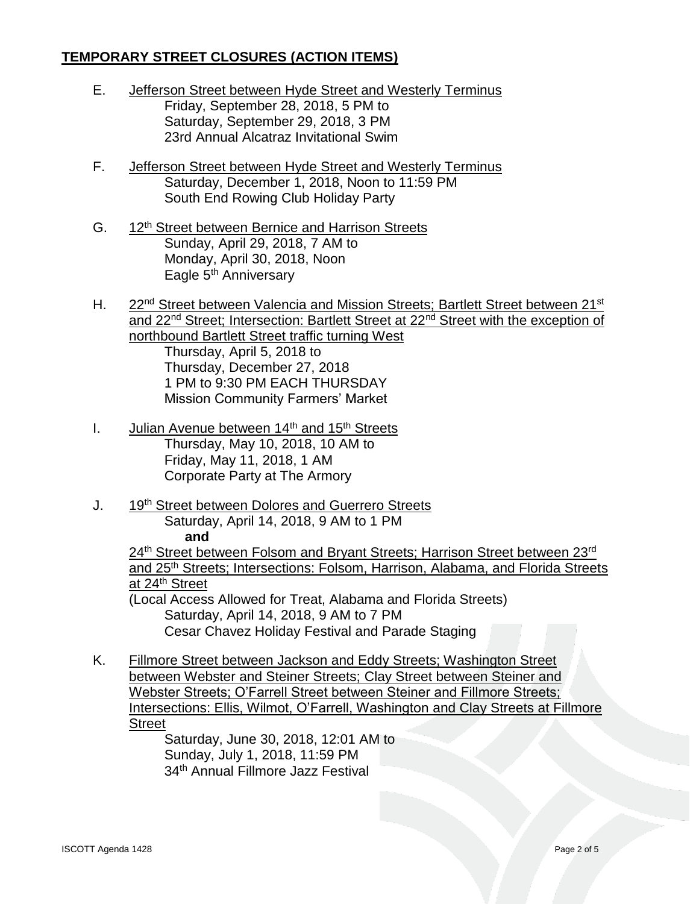## TEMPORARY STREET CLOSURES (ACTION ITEMS)

E. Jefferson Street between Hyde Street and Westerly Terminus
   Friday, September 28, 2018, 5 PM to
   Saturday, September 29, 2018, 3 PM
   23rd Annual Alcatraz Invitational Swim

F. Jefferson Street between Hyde Street and Westerly Terminus
   Saturday, December 1, 2018, Noon to 11:59 PM
   South End Rowing Club Holiday Party

G. 12th Street between Bernice and Harrison Streets
   Sunday, April 29, 2018, 7 AM to
   Monday, April 30, 2018, Noon
   Eagle 5th Anniversary

H. 22nd Street between Valencia and Mission Streets; Bartlett Street between 21st and 22nd Street; Intersection: Bartlett Street at 22nd Street with the exception of northbound Bartlett Street traffic turning West
   Thursday, April 5, 2018 to
   Thursday, December 27, 2018
   1 PM to 9:30 PM EACH THURSDAY
   Mission Community Farmers' Market

I. Julian Avenue between 14th and 15th Streets
   Thursday, May 10, 2018, 10 AM to
   Friday, May 11, 2018, 1 AM
   Corporate Party at The Armory

J. 19th Street between Dolores and Guerrero Streets
   Saturday, April 14, 2018, 9 AM to 1 PM
   **and**
   24th Street between Folsom and Bryant Streets; Harrison Street between 23rd and 25th Streets; Intersections: Folsom, Harrison, Alabama, and Florida Streets at 24th Street
   (Local Access Allowed for Treat, Alabama and Florida Streets)
   Saturday, April 14, 2018, 9 AM to 7 PM
   Cesar Chavez Holiday Festival and Parade Staging

K. Fillmore Street between Jackson and Eddy Streets; Washington Street between Webster and Steiner Streets; Clay Street between Steiner and Webster Streets; O'Farrell Street between Steiner and Fillmore Streets; Intersections: Ellis, Wilmot, O'Farrell, Washington and Clay Streets at Fillmore Street
   Saturday, June 30, 2018, 12:01 AM to
   Sunday, July 1, 2018, 11:59 PM
   34th Annual Fillmore Jazz Festival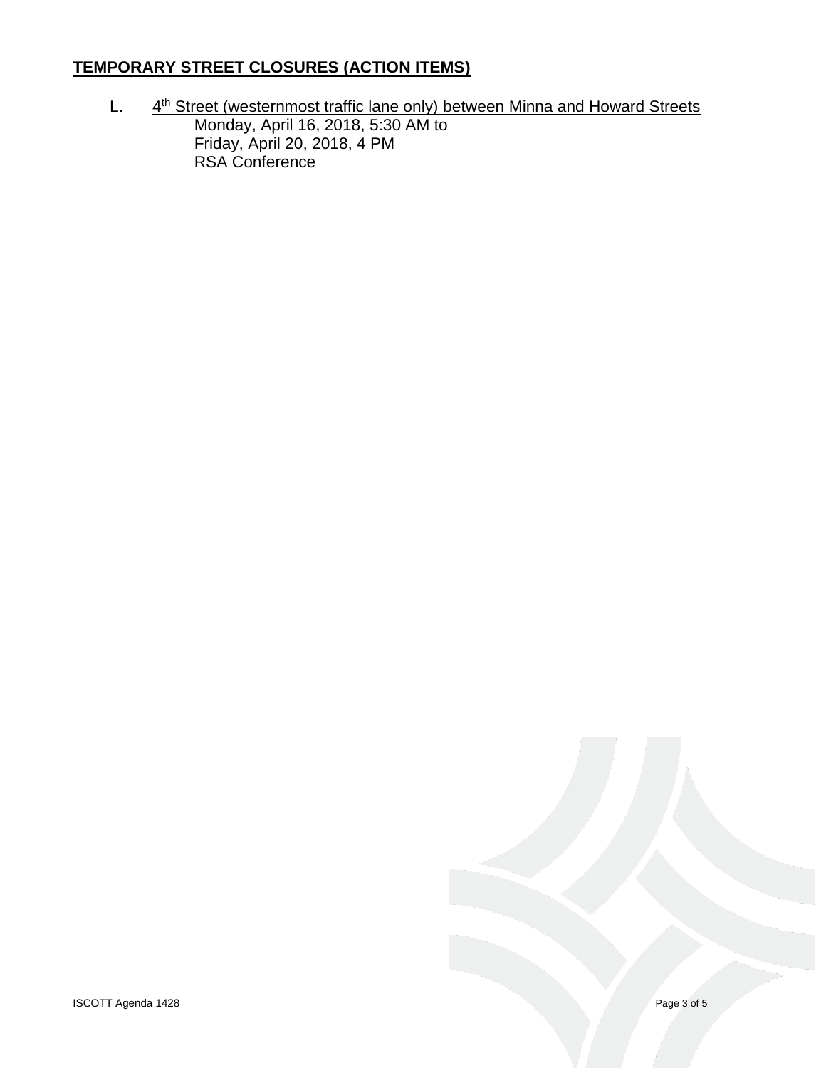## **TEMPORARY STREET CLOSURES (ACTION ITEMS)**

L. 4th Street (westernmost traffic lane only) between Minna and Howard Streets
Monday, April 16, 2018, 5:30 AM to
Friday, April 20, 2018, 4 PM
RSA Conference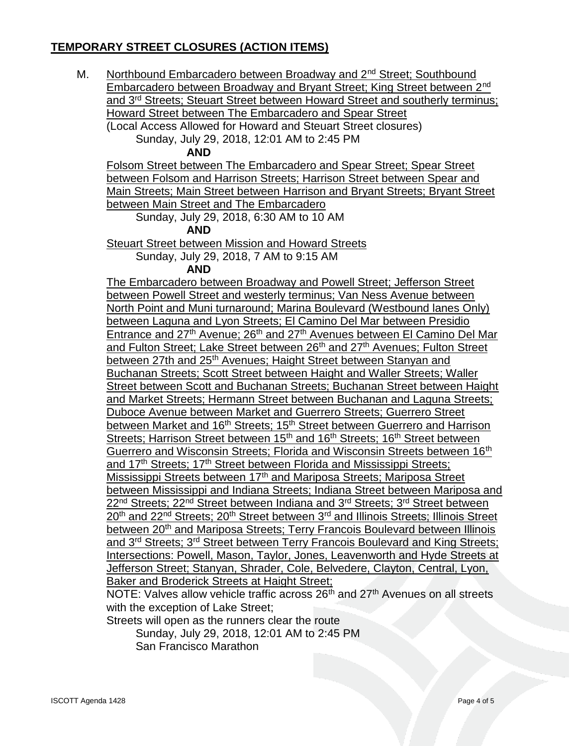## TEMPORARY STREET CLOSURES (ACTION ITEMS)

M. Northbound Embarcadero between Broadway and 2nd Street; Southbound Embarcadero between Broadway and Bryant Street; King Street between 2nd and 3rd Streets; Steuart Street between Howard Street and southerly terminus; Howard Street between The Embarcadero and Spear Street
(Local Access Allowed for Howard and Steuart Street closures)
Sunday, July 29, 2018, 12:01 AM to 2:45 PM

**AND**

Folsom Street between The Embarcadero and Spear Street; Spear Street between Folsom and Harrison Streets; Harrison Street between Spear and Main Streets; Main Street between Harrison and Bryant Streets; Bryant Street between Main Street and The Embarcadero
Sunday, July 29, 2018, 6:30 AM to 10 AM

**AND**

Steuart Street between Mission and Howard Streets
Sunday, July 29, 2018, 7 AM to 9:15 AM

**AND**

The Embarcadero between Broadway and Powell Street; Jefferson Street between Powell Street and westerly terminus; Van Ness Avenue between North Point and Muni turnaround; Marina Boulevard (Westbound lanes Only) between Laguna and Lyon Streets; El Camino Del Mar between Presidio Entrance and 27th Avenue; 26th and 27th Avenues between El Camino Del Mar and Fulton Street; Lake Street between 26th and 27th Avenues; Fulton Street between 27th and 25th Avenues; Haight Street between Stanyan and Buchanan Streets; Scott Street between Haight and Waller Streets; Waller Street between Scott and Buchanan Streets; Buchanan Street between Haight and Market Streets; Hermann Street between Buchanan and Laguna Streets; Duboce Avenue between Market and Guerrero Streets; Guerrero Street between Market and 16th Streets; 15th Street between Guerrero and Harrison Streets; Harrison Street between 15th and 16th Streets; 16th Street between Guerrero and Wisconsin Streets; Florida and Wisconsin Streets between 16th and 17th Streets; 17th Street between Florida and Mississippi Streets; Mississippi Streets between 17th and Mariposa Streets; Mariposa Street between Mississippi and Indiana Streets; Indiana Street between Mariposa and 22nd Streets; 22nd Street between Indiana and 3rd Streets; 3rd Street between 20th and 22nd Streets; 20th Street between 3rd and Illinois Streets; Illinois Street between 20th and Mariposa Streets; Terry Francois Boulevard between Illinois and 3rd Streets; 3rd Street between Terry Francois Boulevard and King Streets; Intersections: Powell, Mason, Taylor, Jones, Leavenworth and Hyde Streets at Jefferson Street; Stanyan, Shrader, Cole, Belvedere, Clayton, Central, Lyon, Baker and Broderick Streets at Haight Street;
NOTE: Valves allow vehicle traffic across 26th and 27th Avenues on all streets with the exception of Lake Street;
Streets will open as the runners clear the route
Sunday, July 29, 2018, 12:01 AM to 2:45 PM
San Francisco Marathon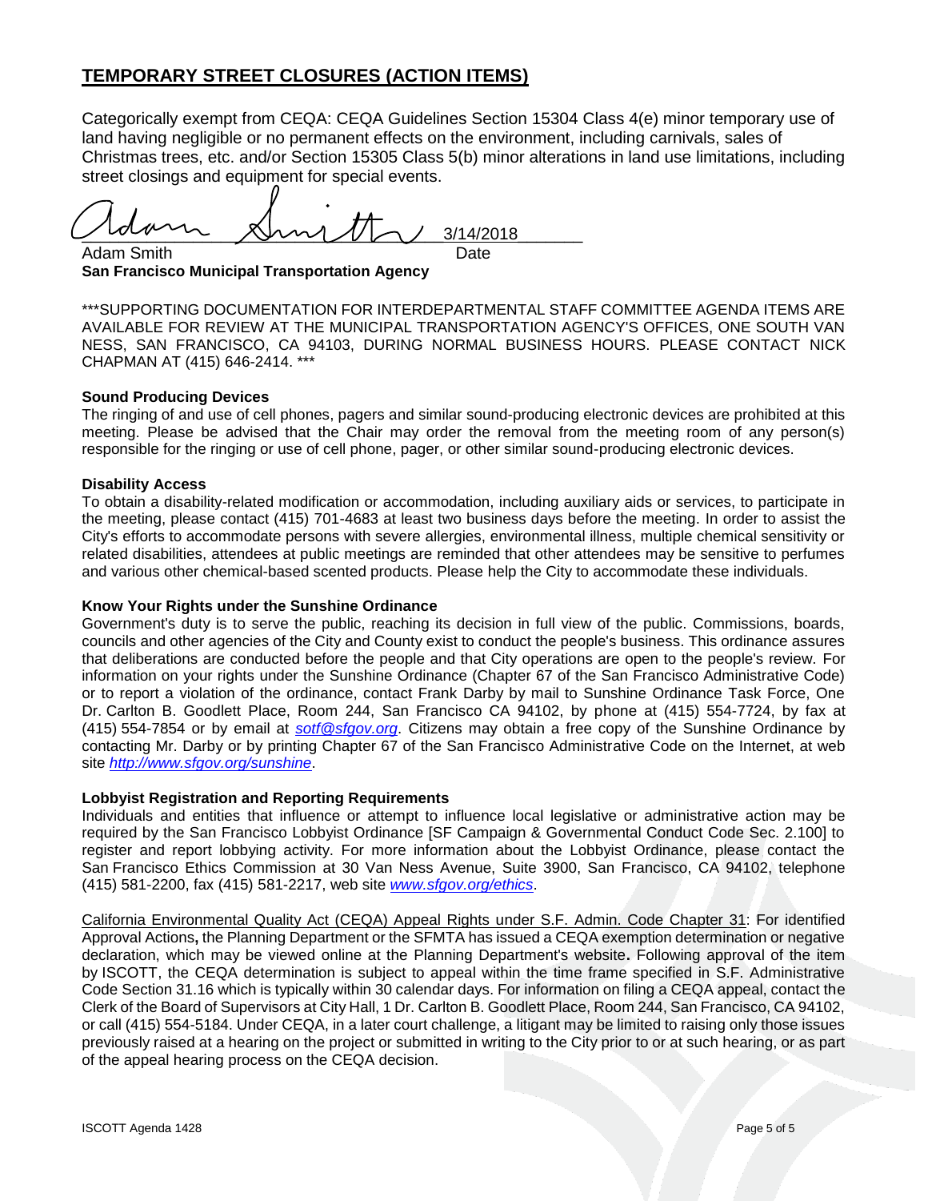## **TEMPORARY STREET CLOSURES (ACTION ITEMS)**

Categorically exempt from CEQA: CEQA Guidelines Section 15304 Class 4(e) minor temporary use of land having negligible or no permanent effects on the environment, including carnivals, sales of Christmas trees, etc. and/or Section 15305 Class 5(b) minor alterations in land use limitations, including street closings and equipment for special events.

3/14/2018

Adam Smith Date
**San Francisco Municipal Transportation Agency**

\*\*\*SUPPORTING DOCUMENTATION FOR INTERDEPARTMENTAL STAFF COMMITTEE AGENDA ITEMS ARE AVAILABLE FOR REVIEW AT THE MUNICIPAL TRANSPORTATION AGENCY'S OFFICES, ONE SOUTH VAN NESS, SAN FRANCISCO, CA 94103, DURING NORMAL BUSINESS HOURS. PLEASE CONTACT NICK CHAPMAN AT (415) 646-2414. \*\*\*

**Sound Producing Devices**
The ringing of and use of cell phones, pagers and similar sound-producing electronic devices are prohibited at this meeting. Please be advised that the Chair may order the removal from the meeting room of any person(s) responsible for the ringing or use of cell phone, pager, or other similar sound-producing electronic devices.

**Disability Access**
To obtain a disability-related modification or accommodation, including auxiliary aids or services, to participate in the meeting, please contact (415) 701-4683 at least two business days before the meeting. In order to assist the City's efforts to accommodate persons with severe allergies, environmental illness, multiple chemical sensitivity or related disabilities, attendees at public meetings are reminded that other attendees may be sensitive to perfumes and various other chemical-based scented products. Please help the City to accommodate these individuals.

**Know Your Rights under the Sunshine Ordinance**
Government's duty is to serve the public, reaching its decision in full view of the public. Commissions, boards, councils and other agencies of the City and County exist to conduct the people's business. This ordinance assures that deliberations are conducted before the people and that City operations are open to the people's review. For information on your rights under the Sunshine Ordinance (Chapter 67 of the San Francisco Administrative Code) or to report a violation of the ordinance, contact Frank Darby by mail to Sunshine Ordinance Task Force, One Dr. Carlton B. Goodlett Place, Room 244, San Francisco CA 94102, by phone at (415) 554-7724, by fax at (415) 554-7854 or by email at *sotf@sfgov.org*. Citizens may obtain a free copy of the Sunshine Ordinance by contacting Mr. Darby or by printing Chapter 67 of the San Francisco Administrative Code on the Internet, at web site *http://www.sfgov.org/sunshine*.

**Lobbyist Registration and Reporting Requirements**
Individuals and entities that influence or attempt to influence local legislative or administrative action may be required by the San Francisco Lobbyist Ordinance [SF Campaign & Governmental Conduct Code Sec. 2.100] to register and report lobbying activity. For more information about the Lobbyist Ordinance, please contact the San Francisco Ethics Commission at 30 Van Ness Avenue, Suite 3900, San Francisco, CA 94102, telephone (415) 581-2200, fax (415) 581-2217, web site *www.sfgov.org/ethics*.

California Environmental Quality Act (CEQA) Appeal Rights under S.F. Admin. Code Chapter 31: For identified Approval Actions**,** the Planning Department or the SFMTA has issued a CEQA exemption determination or negative declaration, which may be viewed online at the Planning Department's website**.** Following approval of the item by ISCOTT, the CEQA determination is subject to appeal within the time frame specified in S.F. Administrative Code Section 31.16 which is typically within 30 calendar days. For information on filing a CEQA appeal, contact the Clerk of the Board of Supervisors at City Hall, 1 Dr. Carlton B. Goodlett Place, Room 244, San Francisco, CA 94102, or call (415) 554-5184. Under CEQA, in a later court challenge, a litigant may be limited to raising only those issues previously raised at a hearing on the project or submitted in writing to the City prior to or at such hearing, or as part of the appeal hearing process on the CEQA decision.